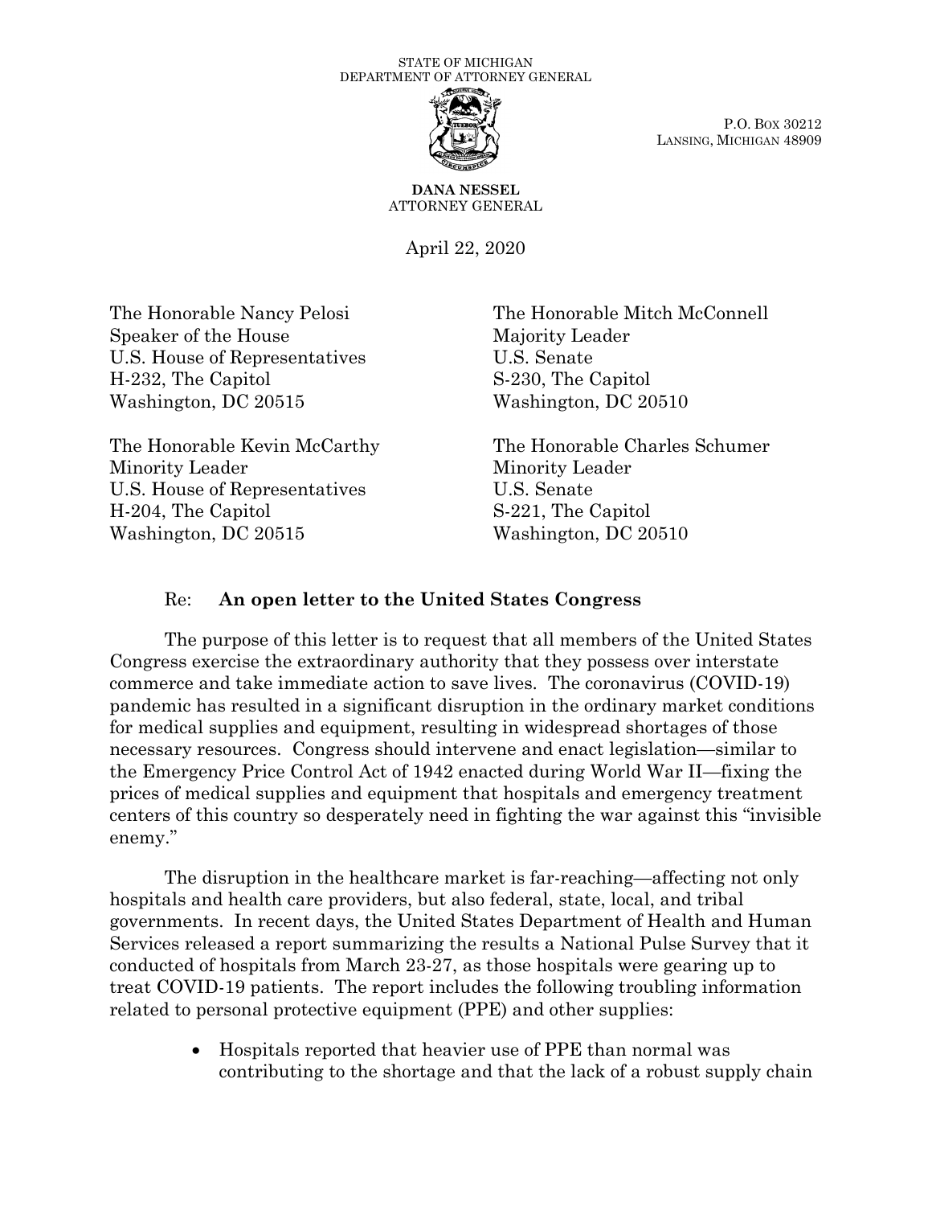STATE OF MICHIGAN
DEPARTMENT OF ATTORNEY GENERAL

P.O. BOX 30212
LANSING, MICHIGAN 48909

**DANA NESSEL**
ATTORNEY GENERAL

April 22, 2020

The Honorable Nancy Pelosi
Speaker of the House
U.S. House of Representatives
H-232, The Capitol
Washington, DC 20515

The Honorable Mitch McConnell
Majority Leader
U.S. Senate
S-230, The Capitol
Washington, DC 20510

The Honorable Kevin McCarthy
Minority Leader
U.S. House of Representatives
H-204, The Capitol
Washington, DC 20515

The Honorable Charles Schumer
Minority Leader
U.S. Senate
S-221, The Capitol
Washington, DC 20510

Re: **An open letter to the United States Congress**

The purpose of this letter is to request that all members of the United States Congress exercise the extraordinary authority that they possess over interstate commerce and take immediate action to save lives. The coronavirus (COVID-19) pandemic has resulted in a significant disruption in the ordinary market conditions for medical supplies and equipment, resulting in widespread shortages of those necessary resources. Congress should intervene and enact legislation—similar to the Emergency Price Control Act of 1942 enacted during World War II—fixing the prices of medical supplies and equipment that hospitals and emergency treatment centers of this country so desperately need in fighting the war against this "invisible enemy."

The disruption in the healthcare market is far-reaching—affecting not only hospitals and health care providers, but also federal, state, local, and tribal governments. In recent days, the United States Department of Health and Human Services released a report summarizing the results a National Pulse Survey that it conducted of hospitals from March 23-27, as those hospitals were gearing up to treat COVID-19 patients. The report includes the following troubling information related to personal protective equipment (PPE) and other supplies:

- Hospitals reported that heavier use of PPE than normal was contributing to the shortage and that the lack of a robust supply chain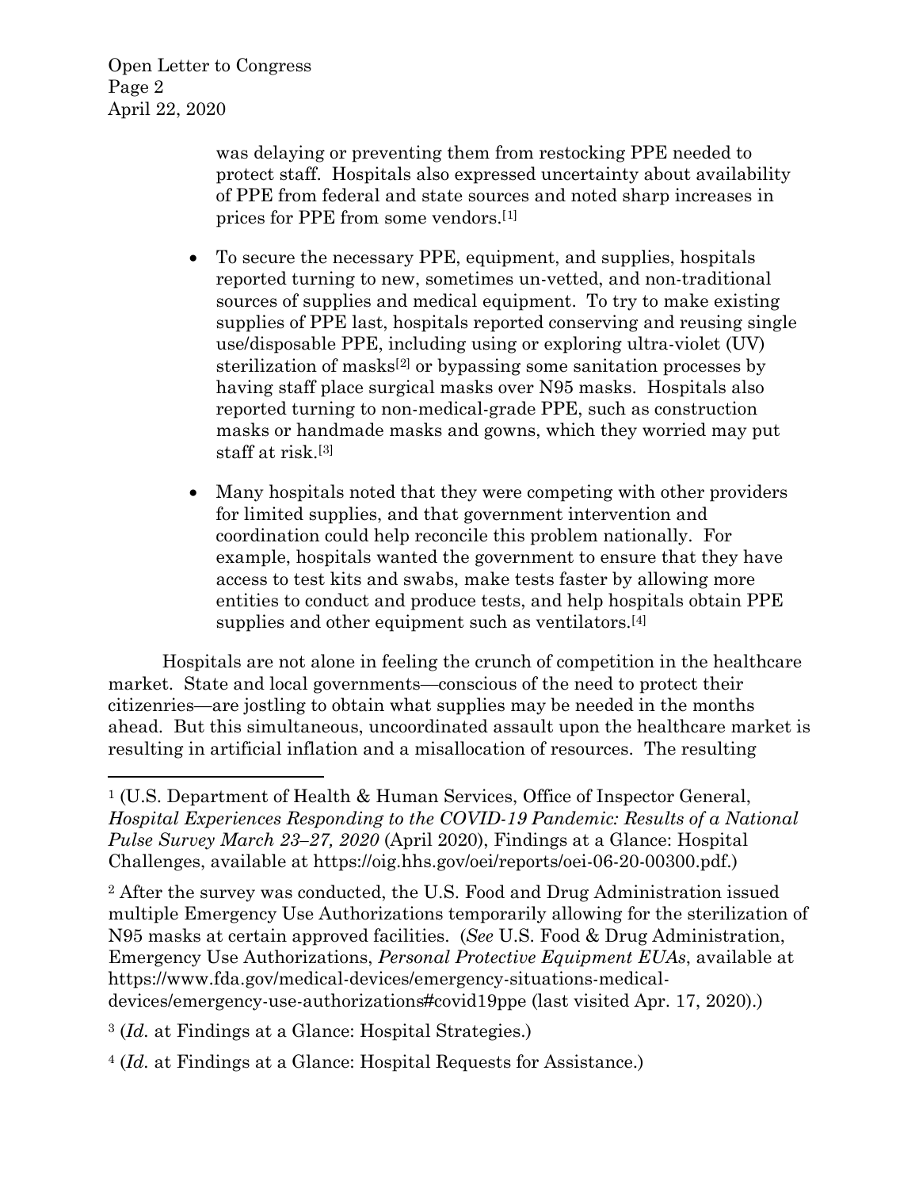was delaying or preventing them from restocking PPE needed to protect staff. Hospitals also expressed uncertainty about availability of PPE from federal and state sources and noted sharp increases in prices for PPE from some vendors.[1]

- To secure the necessary PPE, equipment, and supplies, hospitals reported turning to new, sometimes un-vetted, and non-traditional sources of supplies and medical equipment. To try to make existing supplies of PPE last, hospitals reported conserving and reusing single use/disposable PPE, including using or exploring ultra-violet (UV) sterilization of masks[2] or bypassing some sanitation processes by having staff place surgical masks over N95 masks. Hospitals also reported turning to non-medical-grade PPE, such as construction masks or handmade masks and gowns, which they worried may put staff at risk.[3]

- Many hospitals noted that they were competing with other providers for limited supplies, and that government intervention and coordination could help reconcile this problem nationally. For example, hospitals wanted the government to ensure that they have access to test kits and swabs, make tests faster by allowing more entities to conduct and produce tests, and help hospitals obtain PPE supplies and other equipment such as ventilators.[4]

Hospitals are not alone in feeling the crunch of competition in the healthcare market. State and local governments—conscious of the need to protect their citizenries—are jostling to obtain what supplies may be needed in the months ahead. But this simultaneous, uncoordinated assault upon the healthcare market is resulting in artificial inflation and a misallocation of resources. The resulting

---

[1] (U.S. Department of Health & Human Services, Office of Inspector General, *Hospital Experiences Responding to the COVID-19 Pandemic: Results of a National Pulse Survey March 23–27, 2020* (April 2020), Findings at a Glance: Hospital Challenges, available at https://oig.hhs.gov/oei/reports/oei-06-20-00300.pdf.)

[2] After the survey was conducted, the U.S. Food and Drug Administration issued multiple Emergency Use Authorizations temporarily allowing for the sterilization of N95 masks at certain approved facilities. (*See* U.S. Food & Drug Administration, Emergency Use Authorizations, *Personal Protective Equipment EUAs*, available at https://www.fda.gov/medical-devices/emergency-situations-medical-devices/emergency-use-authorizations#covid19ppe (last visited Apr. 17, 2020).)

[3] (*Id.* at Findings at a Glance: Hospital Strategies.)

[4] (*Id.* at Findings at a Glance: Hospital Requests for Assistance.)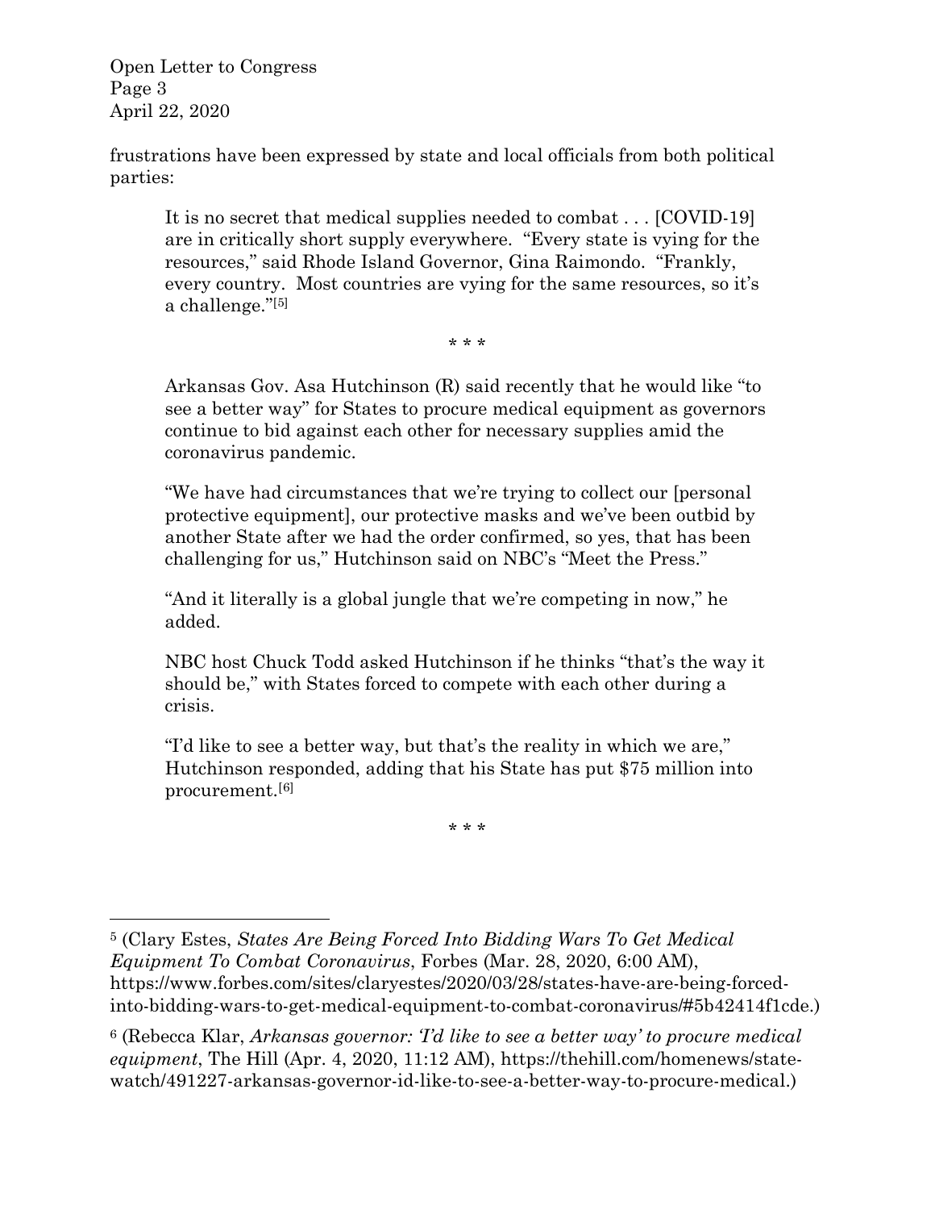frustrations have been expressed by state and local officials from both political parties:

> It is no secret that medical supplies needed to combat . . . [COVID-19] are in critically short supply everywhere. "Every state is vying for the resources," said Rhode Island Governor, Gina Raimondo. "Frankly, every country. Most countries are vying for the same resources, so it's a challenge."[5]
>
> \* \* \*
>
> Arkansas Gov. Asa Hutchinson (R) said recently that he would like "to see a better way" for States to procure medical equipment as governors continue to bid against each other for necessary supplies amid the coronavirus pandemic.
>
> "We have had circumstances that we're trying to collect our [personal protective equipment], our protective masks and we've been outbid by another State after we had the order confirmed, so yes, that has been challenging for us," Hutchinson said on NBC's "Meet the Press."
>
> "And it literally is a global jungle that we're competing in now," he added.
>
> NBC host Chuck Todd asked Hutchinson if he thinks "that's the way it should be," with States forced to compete with each other during a crisis.
>
> "I'd like to see a better way, but that's the reality in which we are," Hutchinson responded, adding that his State has put $75 million into procurement.[6]
>
> \* \* \*

---

[5] (Clary Estes, *States Are Being Forced Into Bidding Wars To Get Medical Equipment To Combat Coronavirus*, Forbes (Mar. 28, 2020, 6:00 AM), https://www.forbes.com/sites/claryestes/2020/03/28/states-have-are-being-forced-into-bidding-wars-to-get-medical-equipment-to-combat-coronavirus/#5b42414f1cde.)

[6] (Rebecca Klar, *Arkansas governor: 'I'd like to see a better way' to procure medical equipment*, The Hill (Apr. 4, 2020, 11:12 AM), https://thehill.com/homenews/state-watch/491227-arkansas-governor-id-like-to-see-a-better-way-to-procure-medical.)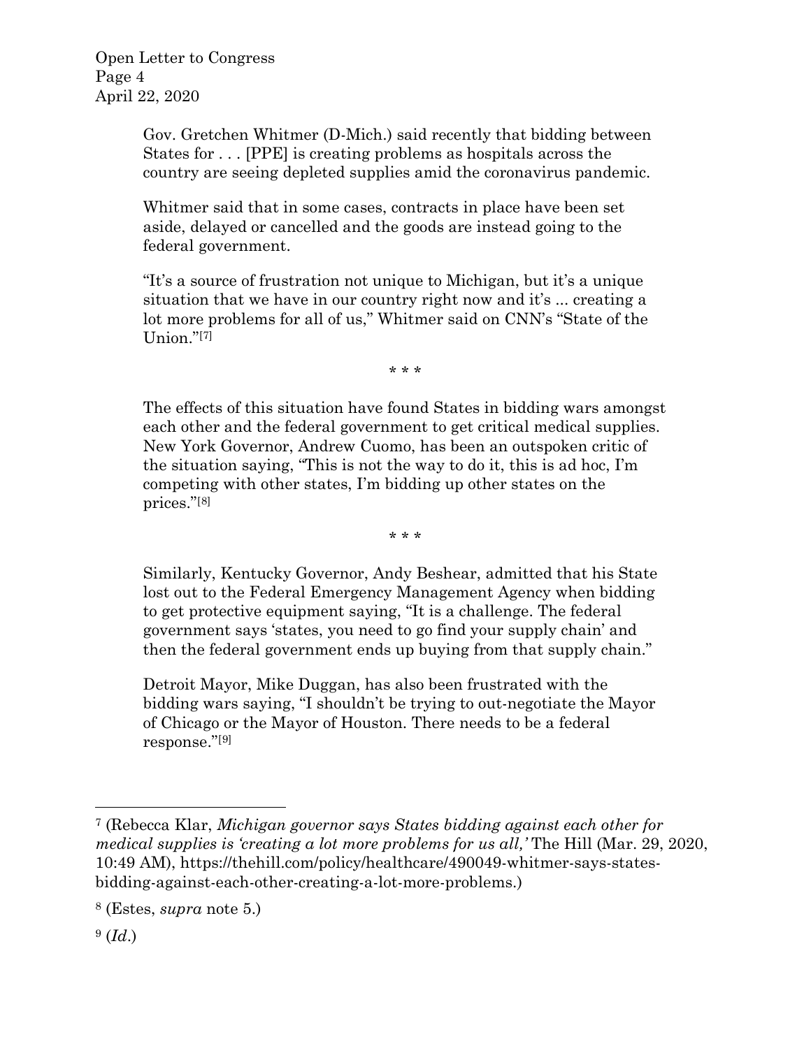> Gov. Gretchen Whitmer (D-Mich.) said recently that bidding between States for . . . [PPE] is creating problems as hospitals across the country are seeing depleted supplies amid the coronavirus pandemic.
>
> Whitmer said that in some cases, contracts in place have been set aside, delayed or cancelled and the goods are instead going to the federal government.
>
> "It's a source of frustration not unique to Michigan, but it's a unique situation that we have in our country right now and it's ... creating a lot more problems for all of us," Whitmer said on CNN's "State of the Union."[7]
>
> \* \* \*
>
> The effects of this situation have found States in bidding wars amongst each other and the federal government to get critical medical supplies. New York Governor, Andrew Cuomo, has been an outspoken critic of the situation saying, "This is not the way to do it, this is ad hoc, I'm competing with other states, I'm bidding up other states on the prices."[8]
>
> \* \* \*
>
> Similarly, Kentucky Governor, Andy Beshear, admitted that his State lost out to the Federal Emergency Management Agency when bidding to get protective equipment saying, "It is a challenge. The federal government says 'states, you need to go find your supply chain' and then the federal government ends up buying from that supply chain."
>
> Detroit Mayor, Mike Duggan, has also been frustrated with the bidding wars saying, "I shouldn't be trying to out-negotiate the Mayor of Chicago or the Mayor of Houston. There needs to be a federal response."[9]

---

[7] (Rebecca Klar, *Michigan governor says States bidding against each other for medical supplies is 'creating a lot more problems for us all,'* The Hill (Mar. 29, 2020, 10:49 AM), https://thehill.com/policy/healthcare/490049-whitmer-says-states-bidding-against-each-other-creating-a-lot-more-problems.)

[8] (Estes, *supra* note 5.)

[9] (*Id*.)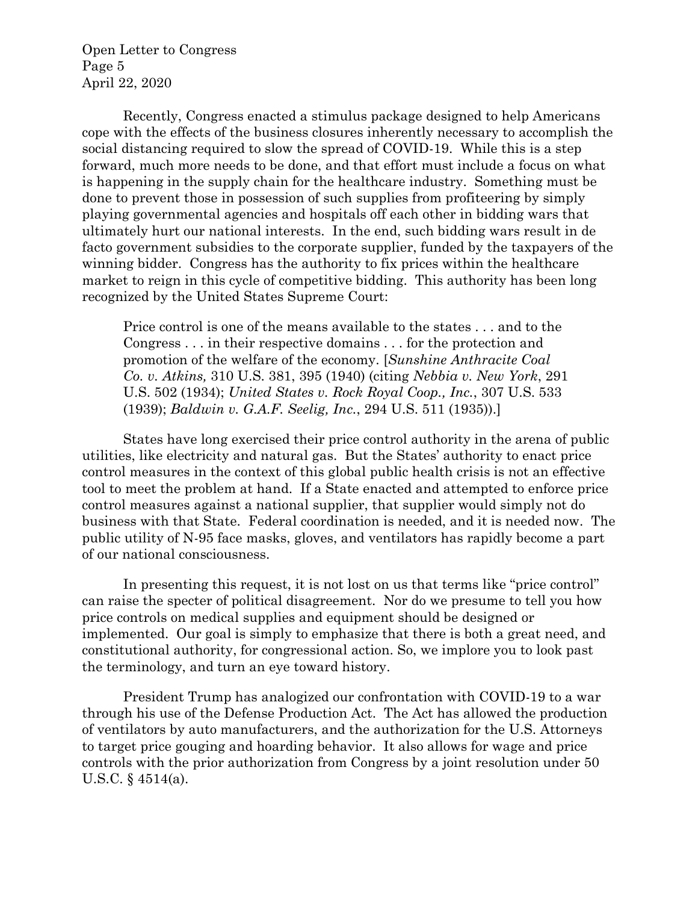Recently, Congress enacted a stimulus package designed to help Americans cope with the effects of the business closures inherently necessary to accomplish the social distancing required to slow the spread of COVID-19. While this is a step forward, much more needs to be done, and that effort must include a focus on what is happening in the supply chain for the healthcare industry. Something must be done to prevent those in possession of such supplies from profiteering by simply playing governmental agencies and hospitals off each other in bidding wars that ultimately hurt our national interests. In the end, such bidding wars result in de facto government subsidies to the corporate supplier, funded by the taxpayers of the winning bidder. Congress has the authority to fix prices within the healthcare market to reign in this cycle of competitive bidding. This authority has been long recognized by the United States Supreme Court:

> Price control is one of the means available to the states . . . and to the Congress . . . in their respective domains . . . for the protection and promotion of the welfare of the economy. [*Sunshine Anthracite Coal Co. v. Atkins,* 310 U.S. 381, 395 (1940) (citing *Nebbia v. New York*, 291 U.S. 502 (1934); *United States v. Rock Royal Coop., Inc.*, 307 U.S. 533 (1939); *Baldwin v. G.A.F. Seelig, Inc.*, 294 U.S. 511 (1935)).]

States have long exercised their price control authority in the arena of public utilities, like electricity and natural gas. But the States' authority to enact price control measures in the context of this global public health crisis is not an effective tool to meet the problem at hand. If a State enacted and attempted to enforce price control measures against a national supplier, that supplier would simply not do business with that State. Federal coordination is needed, and it is needed now. The public utility of N-95 face masks, gloves, and ventilators has rapidly become a part of our national consciousness.

In presenting this request, it is not lost on us that terms like "price control" can raise the specter of political disagreement. Nor do we presume to tell you how price controls on medical supplies and equipment should be designed or implemented. Our goal is simply to emphasize that there is both a great need, and constitutional authority, for congressional action. So, we implore you to look past the terminology, and turn an eye toward history.

President Trump has analogized our confrontation with COVID-19 to a war through his use of the Defense Production Act. The Act has allowed the production of ventilators by auto manufacturers, and the authorization for the U.S. Attorneys to target price gouging and hoarding behavior. It also allows for wage and price controls with the prior authorization from Congress by a joint resolution under 50 U.S.C. § 4514(a).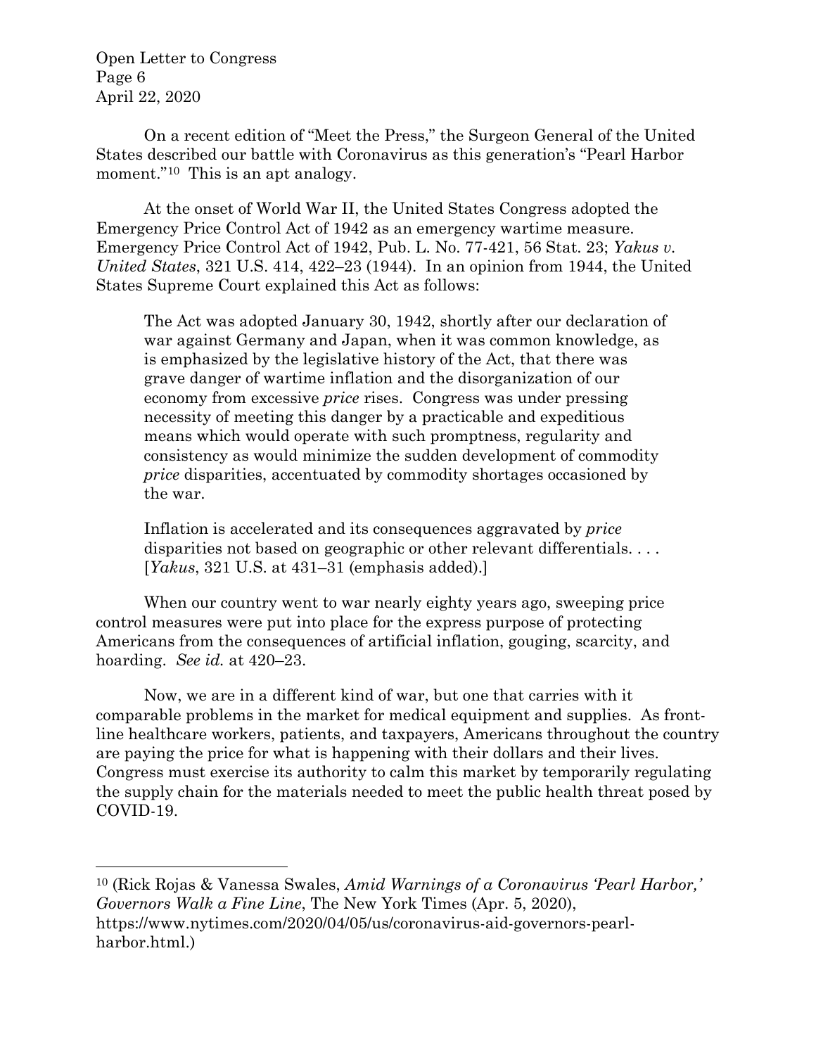On a recent edition of "Meet the Press," the Surgeon General of the United States described our battle with Coronavirus as this generation's "Pearl Harbor moment."[10] This is an apt analogy.

At the onset of World War II, the United States Congress adopted the Emergency Price Control Act of 1942 as an emergency wartime measure. Emergency Price Control Act of 1942, Pub. L. No. 77-421, 56 Stat. 23; *Yakus v. United States*, 321 U.S. 414, 422–23 (1944). In an opinion from 1944, the United States Supreme Court explained this Act as follows:

> The Act was adopted January 30, 1942, shortly after our declaration of war against Germany and Japan, when it was common knowledge, as is emphasized by the legislative history of the Act, that there was grave danger of wartime inflation and the disorganization of our economy from excessive *price* rises. Congress was under pressing necessity of meeting this danger by a practicable and expeditious means which would operate with such promptness, regularity and consistency as would minimize the sudden development of commodity *price* disparities, accentuated by commodity shortages occasioned by the war.
>
> Inflation is accelerated and its consequences aggravated by *price* disparities not based on geographic or other relevant differentials. . . . [*Yakus*, 321 U.S. at 431–31 (emphasis added).]

When our country went to war nearly eighty years ago, sweeping price control measures were put into place for the express purpose of protecting Americans from the consequences of artificial inflation, gouging, scarcity, and hoarding. *See id.* at 420–23.

Now, we are in a different kind of war, but one that carries with it comparable problems in the market for medical equipment and supplies. As front-line healthcare workers, patients, and taxpayers, Americans throughout the country are paying the price for what is happening with their dollars and their lives. Congress must exercise its authority to calm this market by temporarily regulating the supply chain for the materials needed to meet the public health threat posed by COVID-19.

---

[10] (Rick Rojas & Vanessa Swales, *Amid Warnings of a Coronavirus 'Pearl Harbor,' Governors Walk a Fine Line*, The New York Times (Apr. 5, 2020), https://www.nytimes.com/2020/04/05/us/coronavirus-aid-governors-pearl-harbor.html.)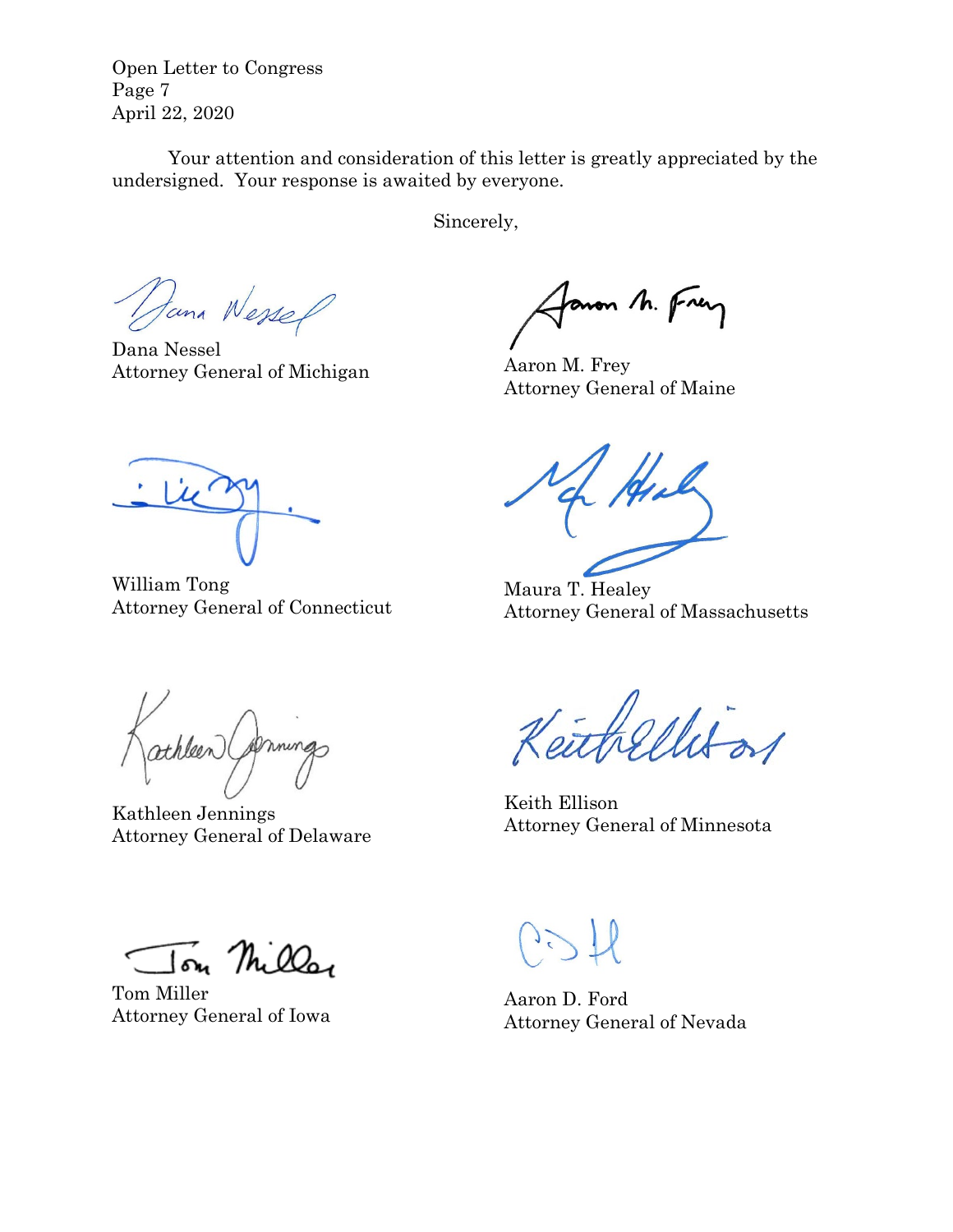Your attention and consideration of this letter is greatly appreciated by the undersigned. Your response is awaited by everyone.

Sincerely,

Dana Nessel
Attorney General of Michigan

Aaron M. Frey
Attorney General of Maine

William Tong
Attorney General of Connecticut

Maura T. Healey
Attorney General of Massachusetts

Kathleen Jennings
Attorney General of Delaware

Keith Ellison
Attorney General of Minnesota

Tom Miller
Attorney General of Iowa

Aaron D. Ford
Attorney General of Nevada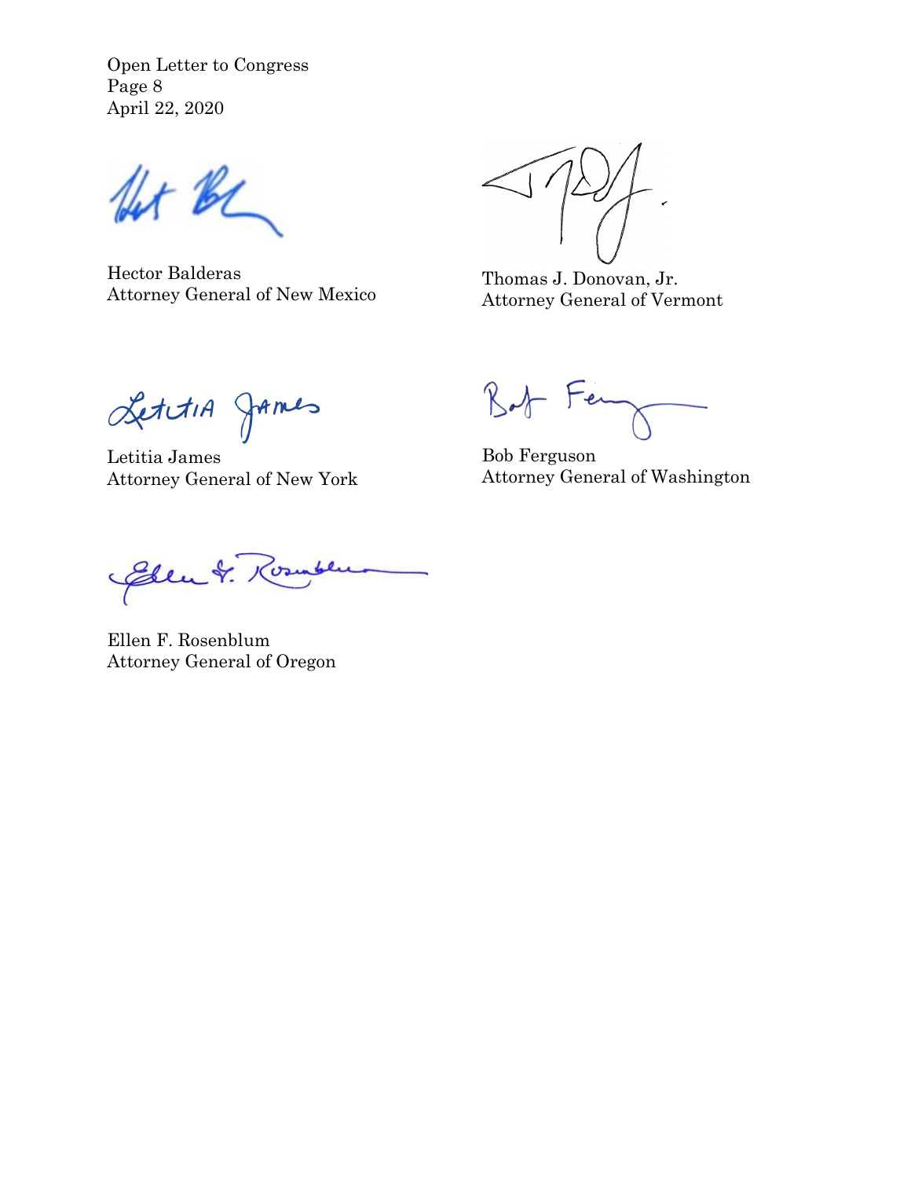Hector Balderas
Attorney General of New Mexico

Thomas J. Donovan, Jr.
Attorney General of Vermont

Letitia James
Attorney General of New York

Bob Ferguson
Attorney General of Washington

Ellen F. Rosenblum
Attorney General of Oregon